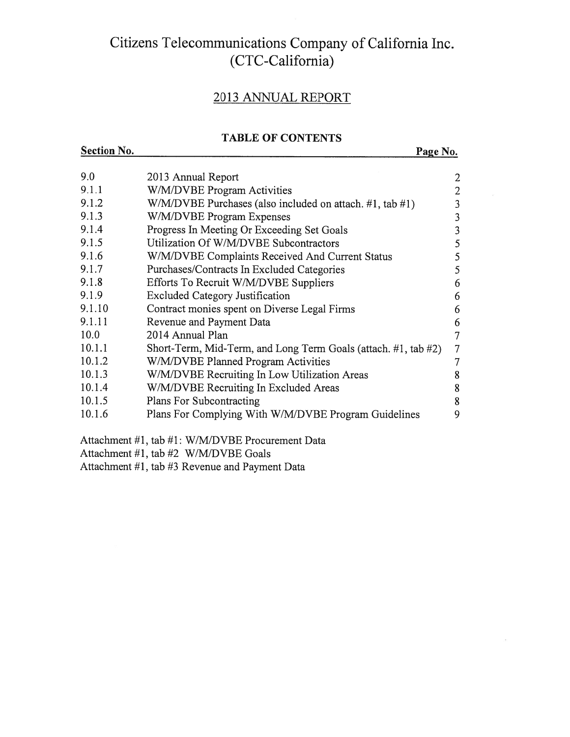# Citizens Telecommunications Company of California Inc. (CTC-California)

## 2013 ANNUAL REPORT

### TABLE OF CONTENTS

| Section No. | | Page No. |
|---|---|---|
| 9.0 | 2013 Annual Report | 2 |
| 9.1.1 | W/M/DVBE Program Activities | 2 |
| 9.1.2 | W/M/DVBE Purchases (also included on attach. #1, tab #1) | 3 |
| 9.1.3 | W/M/DVBE Program Expenses | 3 |
| 9.1.4 | Progress In Meeting Or Exceeding Set Goals | 3 |
| 9.1.5 | Utilization Of W/M/DVBE Subcontractors | 5 |
| 9.1.6 | W/M/DVBE Complaints Received And Current Status | 5 |
| 9.1.7 | Purchases/Contracts In Excluded Categories | 5 |
| 9.1.8 | Efforts To Recruit W/M/DVBE Suppliers | 6 |
| 9.1.9 | Excluded Category Justification | 6 |
| 9.1.10 | Contract monies spent on Diverse Legal Firms | 6 |
| 9.1.11 | Revenue and Payment Data | 6 |
| 10.0 | 2014 Annual Plan | 7 |
| 10.1.1 | Short-Term, Mid-Term, and Long Term Goals (attach. #1, tab #2) | 7 |
| 10.1.2 | W/M/DVBE Planned Program Activities | 7 |
| 10.1.3 | W/M/DVBE Recruiting In Low Utilization Areas | 8 |
| 10.1.4 | W/M/DVBE Recruiting In Excluded Areas | 8 |
| 10.1.5 | Plans For Subcontracting | 8 |
| 10.1.6 | Plans For Complying With W/M/DVBE Program Guidelines | 9 |

Attachment #1, tab #1: W/M/DVBE Procurement Data

Attachment #1, tab #2 W/M/DVBE Goals

Attachment #1, tab #3 Revenue and Payment Data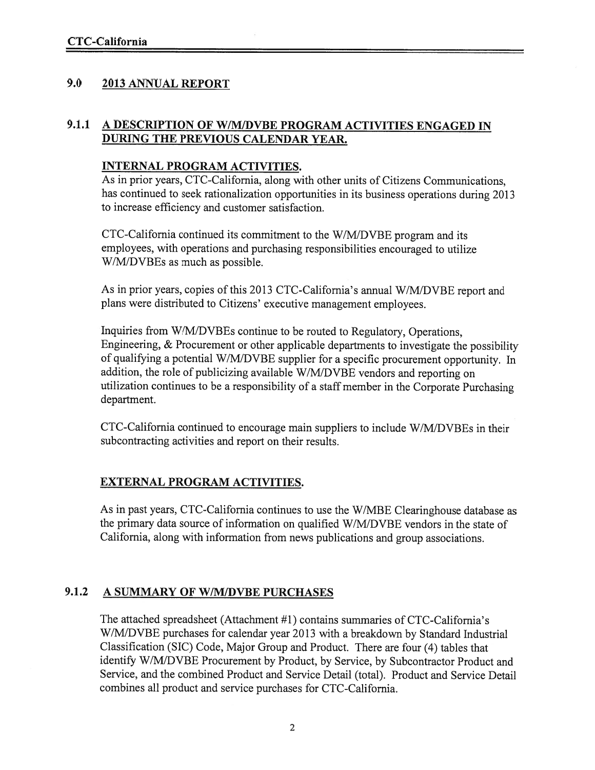## 9.0 2013 ANNUAL REPORT

### 9.1.1 A DESCRIPTION OF W/M/DVBE PROGRAM ACTIVITIES ENGAGED IN DURING THE PREVIOUS CALENDAR YEAR.

**INTERNAL PROGRAM ACTIVITIES.**

As in prior years, CTC-California, along with other units of Citizens Communications, has continued to seek rationalization opportunities in its business operations during 2013 to increase efficiency and customer satisfaction.

CTC-California continued its commitment to the W/M/DVBE program and its employees, with operations and purchasing responsibilities encouraged to utilize W/M/DVBEs as much as possible.

As in prior years, copies of this 2013 CTC-California's annual W/M/DVBE report and plans were distributed to Citizens' executive management employees.

Inquiries from W/M/DVBEs continue to be routed to Regulatory, Operations, Engineering, & Procurement or other applicable departments to investigate the possibility of qualifying a potential W/M/DVBE supplier for a specific procurement opportunity. In addition, the role of publicizing available W/M/DVBE vendors and reporting on utilization continues to be a responsibility of a staff member in the Corporate Purchasing department.

CTC-California continued to encourage main suppliers to include W/M/DVBEs in their subcontracting activities and report on their results.

**EXTERNAL PROGRAM ACTIVITIES.**

As in past years, CTC-California continues to use the W/MBE Clearinghouse database as the primary data source of information on qualified W/M/DVBE vendors in the state of California, along with information from news publications and group associations.

### 9.1.2 A SUMMARY OF W/M/DVBE PURCHASES

The attached spreadsheet (Attachment #1) contains summaries of CTC-California's W/M/DVBE purchases for calendar year 2013 with a breakdown by Standard Industrial Classification (SIC) Code, Major Group and Product. There are four (4) tables that identify W/M/DVBE Procurement by Product, by Service, by Subcontractor Product and Service, and the combined Product and Service Detail (total). Product and Service Detail combines all product and service purchases for CTC-California.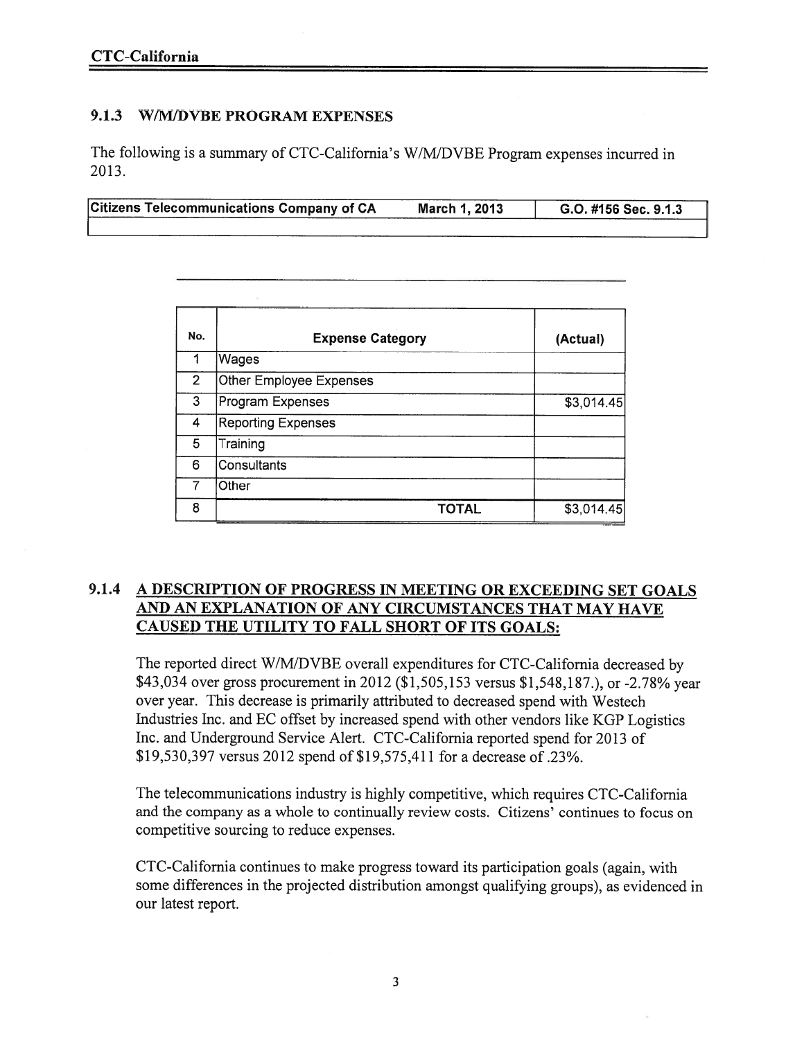### 9.1.3 W/M/DVBE PROGRAM EXPENSES

The following is a summary of CTC-California's W/M/DVBE Program expenses incurred in 2013.

| Citizens Telecommunications Company of CA | March 1, 2013 | G.O. #156 Sec. 9.1.3 |
|---|---|---|
| | | |

| No. | Expense Category | (Actual) |
|---|---|---|
| 1 | Wages | |
| 2 | Other Employee Expenses | |
| 3 | Program Expenses | $3,014.45 |
| 4 | Reporting Expenses | |
| 5 | Training | |
| 6 | Consultants | |
| 7 | Other | |
| 8 | TOTAL | $3,014.45 |

### 9.1.4 A DESCRIPTION OF PROGRESS IN MEETING OR EXCEEDING SET GOALS AND AN EXPLANATION OF ANY CIRCUMSTANCES THAT MAY HAVE CAUSED THE UTILITY TO FALL SHORT OF ITS GOALS:

The reported direct W/M/DVBE overall expenditures for CTC-California decreased by $43,034 over gross procurement in 2012 ($1,505,153 versus $1,548,187.), or -2.78% year over year. This decrease is primarily attributed to decreased spend with Westech Industries Inc. and EC offset by increased spend with other vendors like KGP Logistics Inc. and Underground Service Alert. CTC-California reported spend for 2013 of $19,530,397 versus 2012 spend of $19,575,411 for a decrease of .23%.

The telecommunications industry is highly competitive, which requires CTC-California and the company as a whole to continually review costs. Citizens' continues to focus on competitive sourcing to reduce expenses.

CTC-California continues to make progress toward its participation goals (again, with some differences in the projected distribution amongst qualifying groups), as evidenced in our latest report.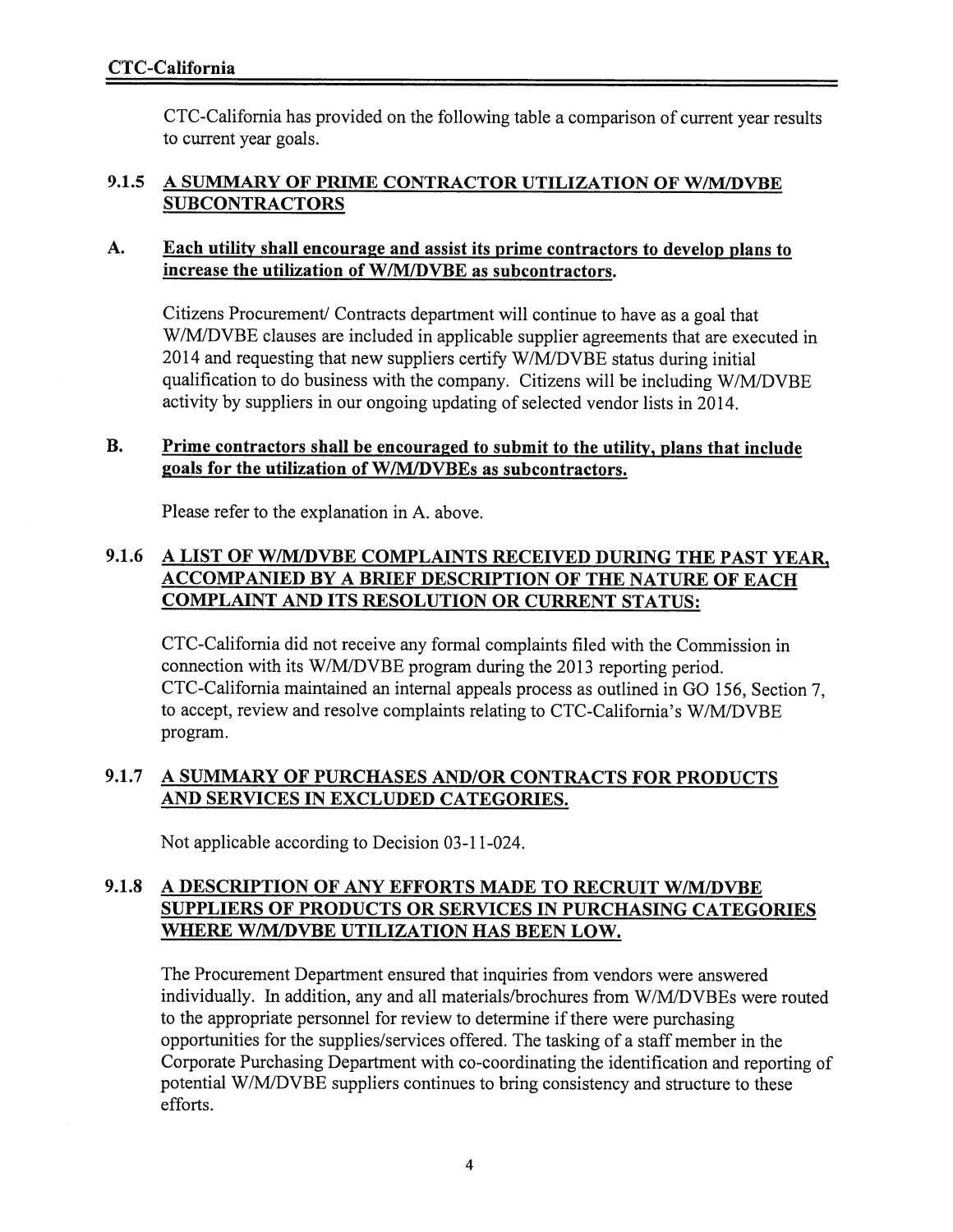CTC-California has provided on the following table a comparison of current year results to current year goals.

### 9.1.5 A SUMMARY OF PRIME CONTRACTOR UTILIZATION OF W/M/DVBE SUBCONTRACTORS

**A. Each utility shall encourage and assist its prime contractors to develop plans to increase the utilization of W/M/DVBE as subcontractors.**

Citizens Procurement/ Contracts department will continue to have as a goal that W/M/DVBE clauses are included in applicable supplier agreements that are executed in 2014 and requesting that new suppliers certify W/M/DVBE status during initial qualification to do business with the company. Citizens will be including W/M/DVBE activity by suppliers in our ongoing updating of selected vendor lists in 2014.

**B. Prime contractors shall be encouraged to submit to the utility, plans that include goals for the utilization of W/M/DVBEs as subcontractors.**

Please refer to the explanation in A. above.

### 9.1.6 A LIST OF W/M/DVBE COMPLAINTS RECEIVED DURING THE PAST YEAR, ACCOMPANIED BY A BRIEF DESCRIPTION OF THE NATURE OF EACH COMPLAINT AND ITS RESOLUTION OR CURRENT STATUS:

CTC-California did not receive any formal complaints filed with the Commission in connection with its W/M/DVBE program during the 2013 reporting period. CTC-California maintained an internal appeals process as outlined in GO 156, Section 7, to accept, review and resolve complaints relating to CTC-California's W/M/DVBE program.

### 9.1.7 A SUMMARY OF PURCHASES AND/OR CONTRACTS FOR PRODUCTS AND SERVICES IN EXCLUDED CATEGORIES.

Not applicable according to Decision 03-11-024.

### 9.1.8 A DESCRIPTION OF ANY EFFORTS MADE TO RECRUIT W/M/DVBE SUPPLIERS OF PRODUCTS OR SERVICES IN PURCHASING CATEGORIES WHERE W/M/DVBE UTILIZATION HAS BEEN LOW.

The Procurement Department ensured that inquiries from vendors were answered individually. In addition, any and all materials/brochures from W/M/DVBEs were routed to the appropriate personnel for review to determine if there were purchasing opportunities for the supplies/services offered. The tasking of a staff member in the Corporate Purchasing Department with co-coordinating the identification and reporting of potential W/M/DVBE suppliers continues to bring consistency and structure to these efforts.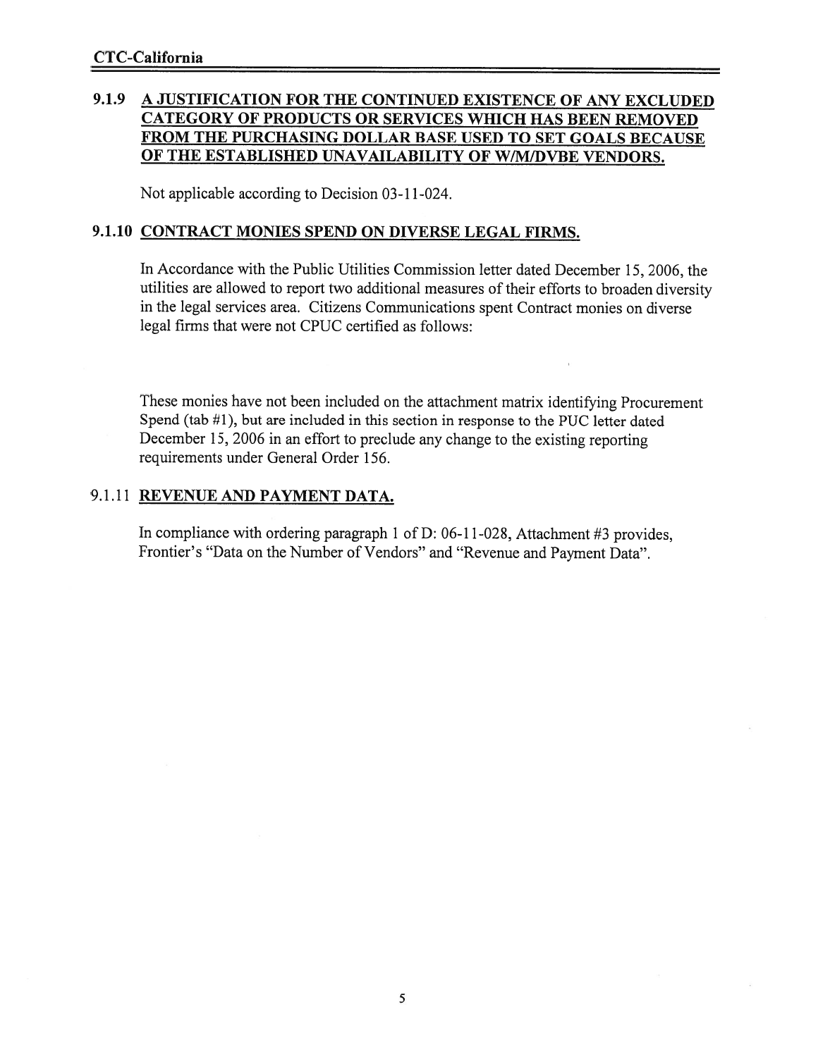### 9.1.9 A JUSTIFICATION FOR THE CONTINUED EXISTENCE OF ANY EXCLUDED CATEGORY OF PRODUCTS OR SERVICES WHICH HAS BEEN REMOVED FROM THE PURCHASING DOLLAR BASE USED TO SET GOALS BECAUSE OF THE ESTABLISHED UNAVAILABILITY OF W/M/DVBE VENDORS.

Not applicable according to Decision 03-11-024.

### 9.1.10 CONTRACT MONIES SPEND ON DIVERSE LEGAL FIRMS.

In Accordance with the Public Utilities Commission letter dated December 15, 2006, the utilities are allowed to report two additional measures of their efforts to broaden diversity in the legal services area. Citizens Communications spent Contract monies on diverse legal firms that were not CPUC certified as follows:

These monies have not been included on the attachment matrix identifying Procurement Spend (tab #1), but are included in this section in response to the PUC letter dated December 15, 2006 in an effort to preclude any change to the existing reporting requirements under General Order 156.

### 9.1.11 REVENUE AND PAYMENT DATA.

In compliance with ordering paragraph 1 of D: 06-11-028, Attachment #3 provides, Frontier's "Data on the Number of Vendors" and "Revenue and Payment Data".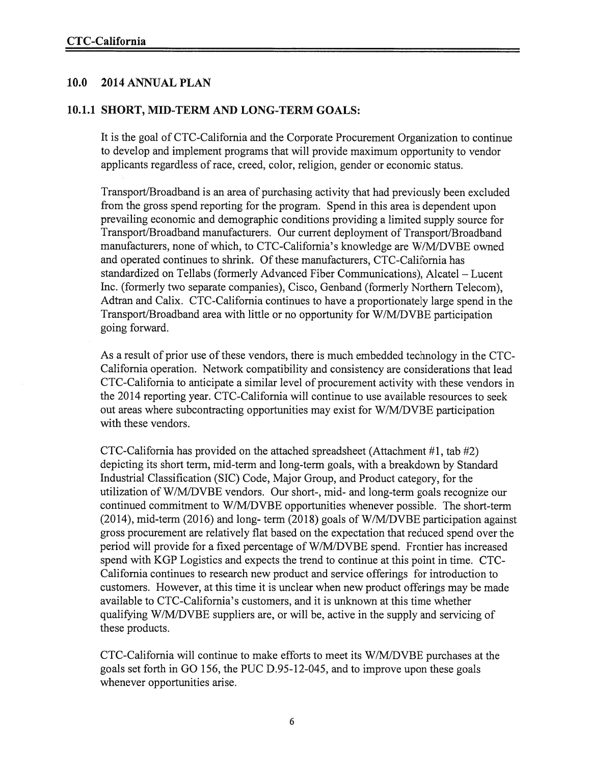## 10.0 2014 ANNUAL PLAN

### 10.1.1 SHORT, MID-TERM AND LONG-TERM GOALS:

It is the goal of CTC-California and the Corporate Procurement Organization to continue to develop and implement programs that will provide maximum opportunity to vendor applicants regardless of race, creed, color, religion, gender or economic status.

Transport/Broadband is an area of purchasing activity that had previously been excluded from the gross spend reporting for the program. Spend in this area is dependent upon prevailing economic and demographic conditions providing a limited supply source for Transport/Broadband manufacturers. Our current deployment of Transport/Broadband manufacturers, none of which, to CTC-California's knowledge are W/M/DVBE owned and operated continues to shrink. Of these manufacturers, CTC-California has standardized on Tellabs (formerly Advanced Fiber Communications), Alcatel – Lucent Inc. (formerly two separate companies), Cisco, Genband (formerly Northern Telecom), Adtran and Calix. CTC-California continues to have a proportionately large spend in the Transport/Broadband area with little or no opportunity for W/M/DVBE participation going forward.

As a result of prior use of these vendors, there is much embedded technology in the CTC-California operation. Network compatibility and consistency are considerations that lead CTC-California to anticipate a similar level of procurement activity with these vendors in the 2014 reporting year. CTC-California will continue to use available resources to seek out areas where subcontracting opportunities may exist for W/M/DVBE participation with these vendors.

CTC-California has provided on the attached spreadsheet (Attachment #1, tab #2) depicting its short term, mid-term and long-term goals, with a breakdown by Standard Industrial Classification (SIC) Code, Major Group, and Product category, for the utilization of W/M/DVBE vendors. Our short-, mid- and long-term goals recognize our continued commitment to W/M/DVBE opportunities whenever possible. The short-term (2014), mid-term (2016) and long- term (2018) goals of W/M/DVBE participation against gross procurement are relatively flat based on the expectation that reduced spend over the period will provide for a fixed percentage of W/M/DVBE spend. Frontier has increased spend with KGP Logistics and expects the trend to continue at this point in time. CTC-California continues to research new product and service offerings for introduction to customers. However, at this time it is unclear when new product offerings may be made available to CTC-California's customers, and it is unknown at this time whether qualifying W/M/DVBE suppliers are, or will be, active in the supply and servicing of these products.

CTC-California will continue to make efforts to meet its W/M/DVBE purchases at the goals set forth in GO 156, the PUC D.95-12-045, and to improve upon these goals whenever opportunities arise.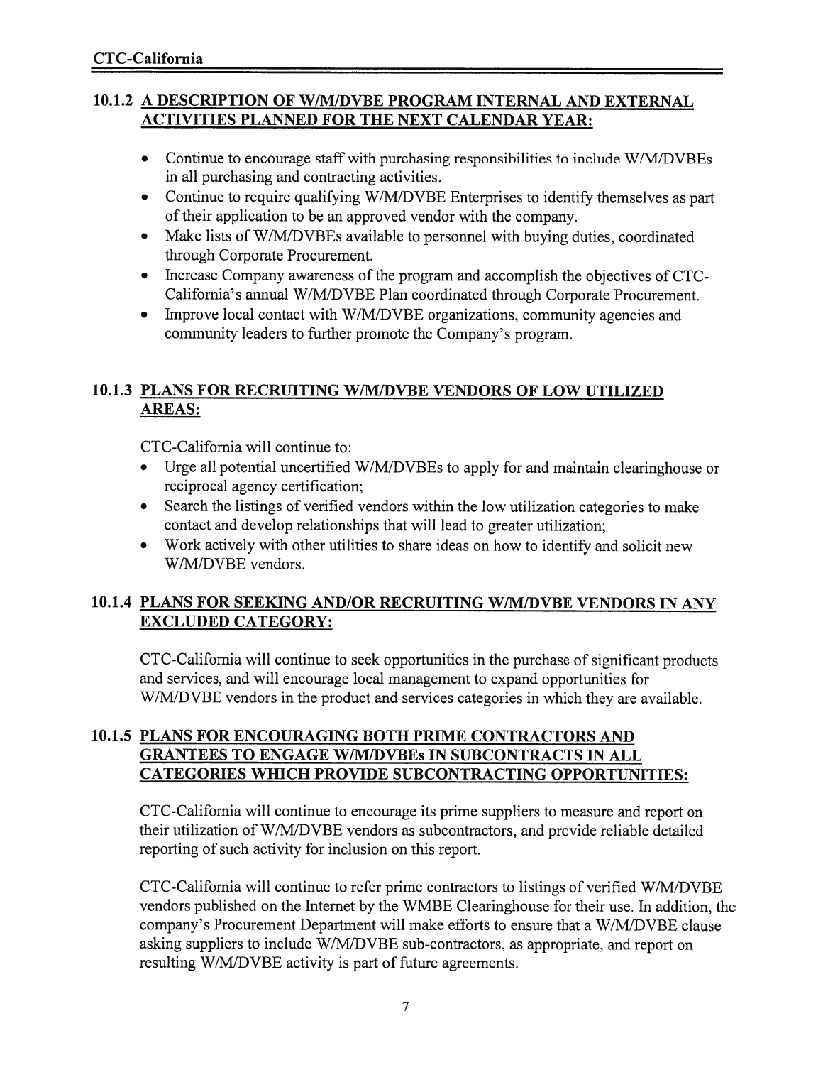### 10.1.2 A DESCRIPTION OF W/M/DVBE PROGRAM INTERNAL AND EXTERNAL ACTIVITIES PLANNED FOR THE NEXT CALENDAR YEAR:

- Continue to encourage staff with purchasing responsibilities to include W/M/DVBEs in all purchasing and contracting activities.
- Continue to require qualifying W/M/DVBE Enterprises to identify themselves as part of their application to be an approved vendor with the company.
- Make lists of W/M/DVBEs available to personnel with buying duties, coordinated through Corporate Procurement.
- Increase Company awareness of the program and accomplish the objectives of CTC-California's annual W/M/DVBE Plan coordinated through Corporate Procurement.
- Improve local contact with W/M/DVBE organizations, community agencies and community leaders to further promote the Company's program.

### 10.1.3 PLANS FOR RECRUITING W/M/DVBE VENDORS OF LOW UTILIZED AREAS:

CTC-California will continue to:

- Urge all potential uncertified W/M/DVBEs to apply for and maintain clearinghouse or reciprocal agency certification;
- Search the listings of verified vendors within the low utilization categories to make contact and develop relationships that will lead to greater utilization;
- Work actively with other utilities to share ideas on how to identify and solicit new W/M/DVBE vendors.

### 10.1.4 PLANS FOR SEEKING AND/OR RECRUITING W/M/DVBE VENDORS IN ANY EXCLUDED CATEGORY:

CTC-California will continue to seek opportunities in the purchase of significant products and services, and will encourage local management to expand opportunities for W/M/DVBE vendors in the product and services categories in which they are available.

### 10.1.5 PLANS FOR ENCOURAGING BOTH PRIME CONTRACTORS AND GRANTEES TO ENGAGE W/M/DVBEs IN SUBCONTRACTS IN ALL CATEGORIES WHICH PROVIDE SUBCONTRACTING OPPORTUNITIES:

CTC-California will continue to encourage its prime suppliers to measure and report on their utilization of W/M/DVBE vendors as subcontractors, and provide reliable detailed reporting of such activity for inclusion on this report.

CTC-California will continue to refer prime contractors to listings of verified W/M/DVBE vendors published on the Internet by the WMBE Clearinghouse for their use. In addition, the company's Procurement Department will make efforts to ensure that a W/M/DVBE clause asking suppliers to include W/M/DVBE sub-contractors, as appropriate, and report on resulting W/M/DVBE activity is part of future agreements.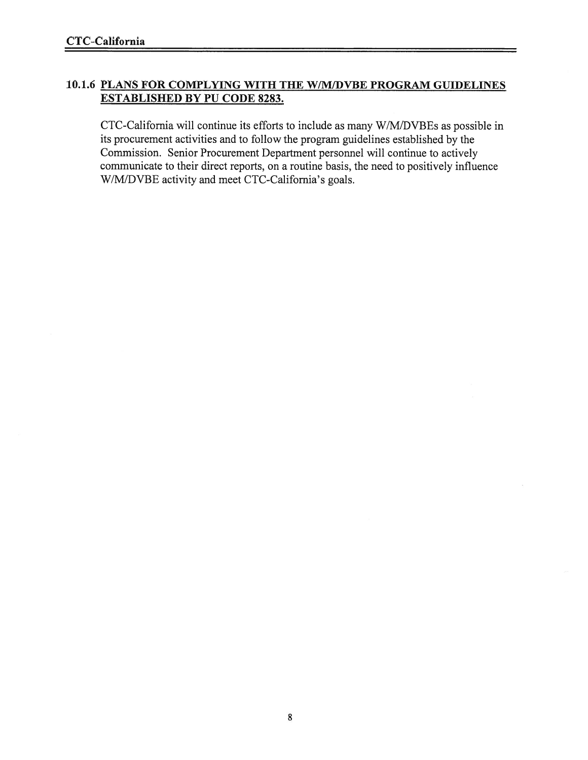### 10.1.6 PLANS FOR COMPLYING WITH THE W/M/DVBE PROGRAM GUIDELINES ESTABLISHED BY PU CODE 8283.

CTC-California will continue its efforts to include as many W/M/DVBEs as possible in its procurement activities and to follow the program guidelines established by the Commission. Senior Procurement Department personnel will continue to actively communicate to their direct reports, on a routine basis, the need to positively influence W/M/DVBE activity and meet CTC-California's goals.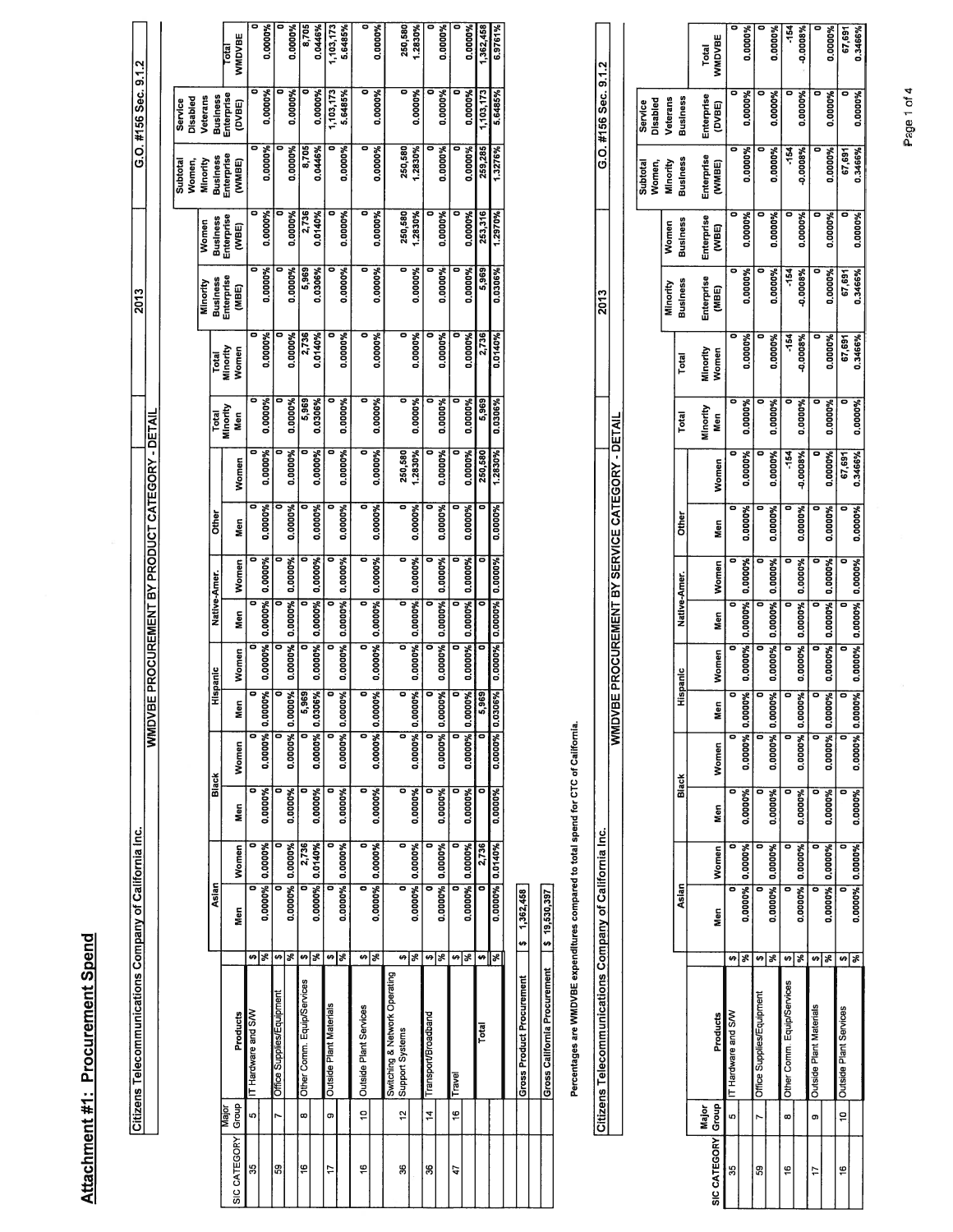# Attachment #1: Procurement Spend

**Citizens Telecommunications Company of California Inc.** | 2013 | G.O. #156 Sec. 9.1.2

**WMDVBE PROCUREMENT BY PRODUCT CATEGORY - DETAIL**

| SIC CATEGORY | Major Group | Products | | Asian | | Black | | Hispanic | | Native-Amer. | | Other | | Total Minority | Total Minority | Minority Business Enterprise | Women Business Enterprise | Subtotal Women, Minority Business Enterprise | Service Disabled Veterans Business Enterprise | Total |
|---|---|---|---|---|---|---|---|---|---|---|---|---|---|---|---|---|---|---|---|---|
| | | | | Men | Women | Men | Women | Men | Women | Men | Women | Men | Women | Men | Women | (MBE) | (WBE) | (WMBE) | (DVBE) | WMDVBE |
| 35 | 5 | IT Hardware and S/W | $ | 0 | 0 | 0 | 0 | 0 | 0 | 0 | 0 | 0 | 0 | 0 | 0 | 0 | 0 | 0 | 0 | 0 |
| | | | % | 0.0000% | 0.0000% | 0.0000% | 0.0000% | 0.0000% | 0.0000% | 0.0000% | 0.0000% | 0.0000% | 0.0000% | 0.0000% | 0.0000% | 0.0000% | 0.0000% | 0.0000% | 0.0000% | 0.0000% |
| 59 | 7 | Office Supplies/Equipment | $ | 0 | 0 | 0 | 0 | 0 | 0 | 0 | 0 | 0 | 0 | 0 | 0 | 0 | 0 | 0 | 0 | 0 |
| | | | % | 0.0000% | 0.0000% | 0.0000% | 0.0000% | 0.0000% | 0.0000% | 0.0000% | 0.0000% | 0.0000% | 0.0000% | 0.0000% | 0.0000% | 0.0000% | 0.0000% | 0.0000% | 0.0000% | 0.0000% |
| 16 | 8 | Other Comm. Equip/Services | $ | 0 | 2,736 | 0 | 0 | 5,969 | 0 | 0 | 0 | 0 | 0 | 5,969 | 2,736 | 5,969 | 2,736 | 8,705 | 0 | 8,705 |
| | | | % | 0.0000% | 0.0140% | 0.0000% | 0.0000% | 0.0306% | 0.0000% | 0.0000% | 0.0000% | 0.0000% | 0.0000% | 0.0306% | 0.0140% | 0.0306% | 0.0140% | 0.0446% | 0.0000% | 0.0446% |
| 17 | 9 | Outside Plant Materials | $ | 0 | 0 | 0 | 0 | 0 | 0 | 0 | 0 | 0 | 0 | 0 | 0 | 0 | 0 | 0 | 1,103,173 | 1,103,173 |
| | | | % | 0.0000% | 0.0000% | 0.0000% | 0.0000% | 0.0000% | 0.0000% | 0.0000% | 0.0000% | 0.0000% | 0.0000% | 0.0000% | 0.0000% | 0.0000% | 0.0000% | 0.0000% | 5.6485% | 5.6485% |
| 16 | 10 | Outside Plant Services | $ | 0 | 0 | 0 | 0 | 0 | 0 | 0 | 0 | 0 | 0 | 0 | 0 | 0 | 0 | 0 | 0 | 0 |
| | | | % | 0.0000% | 0.0000% | 0.0000% | 0.0000% | 0.0000% | 0.0000% | 0.0000% | 0.0000% | 0.0000% | 0.0000% | 0.0000% | 0.0000% | 0.0000% | 0.0000% | 0.0000% | 0.0000% | 0.0000% |
| 36 | 12 | Switching & Network Operating Support Systems | $ | 0 | 0 | 0 | 0 | 0 | 0 | 0 | 0 | 0 | 250,580 | 0 | 0 | 0 | 250,580 | 250,580 | 0 | 250,580 |
| | | | % | 0.0000% | 0.0000% | 0.0000% | 0.0000% | 0.0000% | 0.0000% | 0.0000% | 0.0000% | 0.0000% | 1.2830% | 0.0000% | 0.0000% | 0.0000% | 1.2830% | 1.2830% | 0.0000% | 1.2830% |
| 36 | 14 | Transport/Broadband | $ | 0 | 0 | 0 | 0 | 0 | 0 | 0 | 0 | 0 | 0 | 0 | 0 | 0 | 0 | 0 | 0 | 0 |
| | | | % | 0.0000% | 0.0000% | 0.0000% | 0.0000% | 0.0000% | 0.0000% | 0.0000% | 0.0000% | 0.0000% | 0.0000% | 0.0000% | 0.0000% | 0.0000% | 0.0000% | 0.0000% | 0.0000% | 0.0000% |
| 47 | 16 | Travel | $ | 0 | 0 | 0 | 0 | 0 | 0 | 0 | 0 | 0 | 0 | 0 | 0 | 0 | 0 | 0 | 0 | 0 |
| | | | % | 0.0000% | 0.0000% | 0.0000% | 0.0000% | 0.0000% | 0.0000% | 0.0000% | 0.0000% | 0.0000% | 0.0000% | 0.0000% | 0.0000% | 0.0000% | 0.0000% | 0.0000% | 0.0000% | 0.0000% |
| | | Total | $ | 0 | 2,736 | 0 | 0 | 5,969 | 0 | 0 | 0 | 0 | 250,580 | 5,969 | 2,736 | 5,969 | 253,316 | 259,285 | 1,103,173 | 1,362,458 |
| | | | % | 0.0000% | 0.0140% | 0.0000% | 0.0000% | 0.0306% | 0.0000% | 0.0000% | 0.0000% | 0.0000% | 1.2830% | 0.0306% | 0.0140% | 0.0306% | 1.2970% | 1.3276% | 5.6485% | 6.9761% |

| | |
|---|---|
| Gross Product Procurement | $ 1,362,458 |
| Gross California Procurement | $ 19,530,397 |

Percentages are WMDVBE expenditures compared to total spend for CTC of California.

**Citizens Telecommunications Company of California Inc.** | 2013 | G.O. #156 Sec. 9.1.2

**WMDVBE PROCUREMENT BY SERVICE CATEGORY - DETAIL**

| SIC CATEGORY | Major Group | Products | | Asian | | Black | | Hispanic | | Native-Amer. | | Other | | Total Minority | Total Minority | Minority Business Enterprise | Women Business Enterprise | Subtotal Women, Minority Business Enterprise | Service Disabled Veterans Business Enterprise | Total |
|---|---|---|---|---|---|---|---|---|---|---|---|---|---|---|---|---|---|---|---|---|
| | | | | Men | Women | Men | Women | Men | Women | Men | Women | Men | Women | Men | Women | (MBE) | (WBE) | (WMBE) | (DVBE) | WMDVBE |
| 35 | 5 | IT Hardware and S/W | $ | 0 | 0 | 0 | 0 | 0 | 0 | 0 | 0 | 0 | 0 | 0 | 0 | 0 | 0 | 0 | 0 | 0 |
| | | | % | 0.0000% | 0.0000% | 0.0000% | 0.0000% | 0.0000% | 0.0000% | 0.0000% | 0.0000% | 0.0000% | 0.0000% | 0.0000% | 0.0000% | 0.0000% | 0.0000% | 0.0000% | 0.0000% | 0.0000% |
| 59 | 7 | Office Supplies/Equipment | $ | 0 | 0 | 0 | 0 | 0 | 0 | 0 | 0 | 0 | 0 | 0 | 0 | 0 | 0 | 0 | 0 | 0 |
| | | | % | 0.0000% | 0.0000% | 0.0000% | 0.0000% | 0.0000% | 0.0000% | 0.0000% | 0.0000% | 0.0000% | 0.0000% | 0.0000% | 0.0000% | 0.0000% | 0.0000% | 0.0000% | 0.0000% | 0.0000% |
| 16 | 8 | Other Comm. Equip/Services | $ | 0 | 0 | 0 | 0 | 0 | 0 | 0 | 0 | 0 | -154 | 0 | -154 | -154 | 0 | -154 | 0 | -154 |
| | | | % | 0.0000% | 0.0000% | 0.0000% | 0.0000% | 0.0000% | 0.0000% | 0.0000% | 0.0000% | 0.0000% | -0.0008% | 0.0000% | -0.0008% | -0.0008% | 0.0000% | -0.0008% | 0.0000% | -0.0008% |
| 17 | 9 | Outside Plant Materials | $ | 0 | 0 | 0 | 0 | 0 | 0 | 0 | 0 | 0 | 0 | 0 | 0 | 0 | 0 | 0 | 0 | 0 |
| | | | % | 0.0000% | 0.0000% | 0.0000% | 0.0000% | 0.0000% | 0.0000% | 0.0000% | 0.0000% | 0.0000% | 0.0000% | 0.0000% | 0.0000% | 0.0000% | 0.0000% | 0.0000% | 0.0000% | 0.0000% |
| 16 | 10 | Outside Plant Services | $ | 0 | 0 | 0 | 0 | 0 | 0 | 0 | 0 | 0 | 67,691 | 0 | 67,691 | 67,691 | 0 | 67,691 | 0 | 67,691 |
| | | | % | 0.0000% | 0.0000% | 0.0000% | 0.0000% | 0.0000% | 0.0000% | 0.0000% | 0.0000% | 0.0000% | 0.3466% | 0.0000% | 0.3466% | 0.3466% | 0.0000% | 0.3466% | 0.0000% | 0.3466% |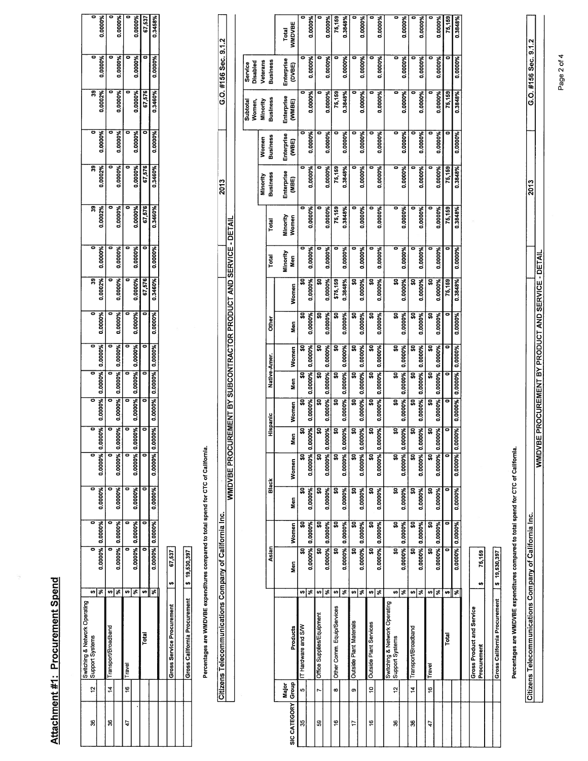## Attachment #1: Procurement Spend

| SIC CATEGORY | Major Group | Products | | Asian Men | Asian Women | Black Men | Black Women | Hispanic Men | Hispanic Women | Native-Amer. Men | Native-Amer. Women | Other Men | Other Women | Total Minority Men | Total Minority Women | Minority Business Enterprise (MBE) | Women Business Enterprise (WBE) | Subtotal Women, Minority Business Enterprise (WMBE) | Service Disabled Veterans Business Enterprise (DVBE) | Total WMDVBE |
|---|---|---|---|---|---|---|---|---|---|---|---|---|---|---|---|---|---|---|---|---|
| 36 | 12 | Switching & Network Operating Support Systems | $ | 0 | 0 | 0 | 0 | 0 | 0 | 0 | 0 | 0 | 39 | 0 | 39 | 39 | 0 | 39 | 0 | 0 |
| | | | % | 0.0000% | 0.0000% | 0.0000% | 0.0000% | 0.0000% | 0.0000% | 0.0000% | 0.0000% | 0.0000% | 0.0002% | 0.0000% | 0.0002% | 0.0002% | 0.0000% | 0.0002% | 0.0000% | 0.0000% |
| 36 | 14 | Transport/Broadband | $ | 0 | 0 | 0 | 0 | 0 | 0 | 0 | 0 | 0 | 0 | 0 | 0 | 0 | 0 | 0 | 0 | 0 |
| | | | % | 0.0000% | 0.0000% | 0.0000% | 0.0000% | 0.0000% | 0.0000% | 0.0000% | 0.0000% | 0.0000% | 0.0000% | 0.0000% | 0.0000% | 0.0000% | 0.0000% | 0.0000% | 0.0000% | 0.0000% |
| 47 | 16 | Travel | $ | 0 | 0 | 0 | 0 | 0 | 0 | 0 | 0 | 0 | 0 | 0 | 0 | 0 | 0 | 0 | 0 | 0 |
| | | | % | 0.0000% | 0.0000% | 0.0000% | 0.0000% | 0.0000% | 0.0000% | 0.0000% | 0.0000% | 0.0000% | 0.0000% | 0.0000% | 0.0000% | 0.0000% | 0.0000% | 0.0000% | 0.0000% | 0.0000% |
| | | Total | $ | 0 | 0 | 0 | 0 | 0 | 0 | 0 | 0 | 0 | 67,576 | 0 | 67,576 | 67,576 | 0 | 67,576 | 0 | 67,537 |
| | | | % | 0.0000% | 0.0000% | 0.0000% | 0.0000% | 0.0000% | 0.0000% | 0.0000% | 0.0000% | 0.0000% | 0.3460% | 0.0000% | 0.3460% | 0.3460% | 0.0000% | 0.3460% | 0.0000% | 0.3458% |

| | |
|---|---|
| Gross Service Procurement | $ 67,537 |
| Gross California Procurement | $ 19,530,397 |

Percentages are WMDVBE expenditures compared to total spend for CTC of California.

**Citizens Telecommunications Company of California Inc. — 2013 — G.O. #156 Sec. 9.1.2**

**WMDVBE PROCUREMENT BY SUBCONTRACTOR PRODUCT AND SERVICE - DETAIL**

| SIC CATEGORY | Major Group | Products | | Asian Men | Asian Women | Black Men | Black Women | Hispanic Men | Hispanic Women | Native-Amer. Men | Native-Amer. Women | Other Men | Other Women | Total Minority Men | Total Minority Women | Minority Business Enterprise (MBE) | Women Business Enterprise (WBE) | Subtotal Women, Minority Business Enterprise (WMBE) | Service Disabled Veterans Business Enterprise (DVBE) | Total WMDVBE |
|---|---|---|---|---|---|---|---|---|---|---|---|---|---|---|---|---|---|---|---|---|
| 35 | 5 | IT Hardware and S/W | $ | $0 | $0 | $0 | $0 | $0 | $0 | $0 | $0 | $0 | $0 | 0 | 0 | 0 | 0 | 0 | 0 | 0 |
| | | | % | 0.0000% | 0.0000% | 0.0000% | 0.0000% | 0.0000% | 0.0000% | 0.0000% | 0.0000% | 0.0000% | 0.0000% | 0.0000% | 0.0000% | 0.0000% | 0.0000% | 0.0000% | 0.0000% | 0.0000% |
| 59 | 7 | Office Supplies/Equipment | $ | $0 | $0 | $0 | $0 | $0 | $0 | $0 | $0 | $0 | $0 | 0 | 0 | 0 | 0 | 0 | 0 | 0 |
| | | | % | 0.0000% | 0.0000% | 0.0000% | 0.0000% | 0.0000% | 0.0000% | 0.0000% | 0.0000% | 0.0000% | 0.0000% | 0.0000% | 0.0000% | 0.0000% | 0.0000% | 0.0000% | 0.0000% | 0.0000% |
| 16 | 8 | Other Comm. Equip/Services | $ | $0 | $0 | $0 | $0 | $0 | $0 | $0 | $0 | $0 | $75,159 | 0 | 75,159 | 75,159 | 0 | 75,159 | 0 | 75,159 |
| | | | % | 0.0000% | 0.0000% | 0.0000% | 0.0000% | 0.0000% | 0.0000% | 0.0000% | 0.0000% | 0.0000% | 0.3848% | 0.0000% | 0.3848% | 0.3848% | 0.0000% | 0.3848% | 0.0000% | 0.3848% |
| 17 | 9 | Outside Plant Materials | $ | $0 | $0 | $0 | $0 | $0 | $0 | $0 | $0 | $0 | $0 | 0 | 0 | 0 | 0 | 0 | 0 | 0 |
| | | | % | 0.0000% | 0.0000% | 0.0000% | 0.0000% | 0.0000% | 0.0000% | 0.0000% | 0.0000% | 0.0000% | 0.0000% | 0.0000% | 0.0000% | 0.0000% | 0.0000% | 0.0000% | 0.0000% | 0.0000% |
| 16 | 10 | Outside Plant Services | $ | $0 | $0 | $0 | $0 | $0 | $0 | $0 | $0 | $0 | $0 | 0 | 0 | 0 | 0 | 0 | 0 | 0 |
| | | | % | 0.0000% | 0.0000% | 0.0000% | 0.0000% | 0.0000% | 0.0000% | 0.0000% | 0.0000% | 0.0000% | 0.0000% | 0.0000% | 0.0000% | 0.0000% | 0.0000% | 0.0000% | 0.0000% | 0.0000% |
| 36 | 12 | Switching & Network Operating Support Systems | $ | $0 | $0 | $0 | $0 | $0 | $0 | $0 | $0 | $0 | $0 | 0 | 0 | 0 | 0 | 0 | 0 | 0 |
| | | | % | 0.0000% | 0.0000% | 0.0000% | 0.0000% | 0.0000% | 0.0000% | 0.0000% | 0.0000% | 0.0000% | 0.0000% | 0.0000% | 0.0000% | 0.0000% | 0.0000% | 0.0000% | 0.0000% | 0.0000% |
| 36 | 14 | Transport/Broadband | $ | $0 | $0 | $0 | $0 | $0 | $0 | $0 | $0 | $0 | $0 | 0 | 0 | 0 | 0 | 0 | 0 | 0 |
| | | | % | 0.0000% | 0.0000% | 0.0000% | 0.0000% | 0.0000% | 0.0000% | 0.0000% | 0.0000% | 0.0000% | 0.0000% | 0.0000% | 0.0000% | 0.0000% | 0.0000% | 0.0000% | 0.0000% | 0.0000% |
| 47 | 16 | Travel | $ | $0 | $0 | $0 | $0 | $0 | $0 | $0 | $0 | $0 | $0 | 0 | 0 | 0 | 0 | 0 | 0 | 0 |
| | | | % | 0.0000% | 0.0000% | 0.0000% | 0.0000% | 0.0000% | 0.0000% | 0.0000% | 0.0000% | 0.0000% | 0.0000% | 0.0000% | 0.0000% | 0.0000% | 0.0000% | 0.0000% | 0.0000% | 0.0000% |
| | | Total | $ | 0 | 0 | 0 | 0 | 0 | 0 | 0 | 0 | 0 | 75,159 | 0 | 75,159 | 75,159 | 0 | 75,159 | 0 | 75,159 |
| | | | % | 0.0000% | 0.0000% | 0.0000% | 0.0000% | 0.0000% | 0.0000% | 0.0000% | 0.0000% | 0.0000% | 0.3848% | 0.0000% | 0.3848% | 0.3848% | 0.0000% | 0.3848% | 0.0000% | 0.3848% |

| | |
|---|---|
| Gross Product and Service Procurement | $ 75,159 |
| Gross California Procurement | $ 19,530,397 |

Percentages are WMDVBE expenditures compared to total spend for CTC of California.

**Citizens Telecommunications Company of California Inc. — 2013 — G.O. #156 Sec. 9.1.2**

**WMDVBE PROCUREMENT BY PRODUCT AND SERVICE - DETAIL**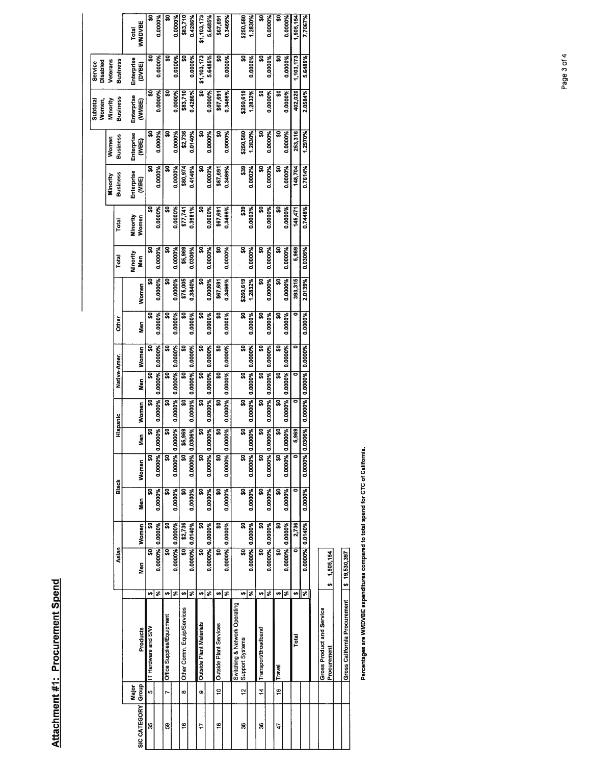## Attachment #1: Procurement Spend

| SIC CATEGORY | Major Group | Products | | Asian Men | Asian Women | Black Men | Black Women | Hispanic Men | Hispanic Women | Native-Amer. Men | Native-Amer. Women | Other Men | Other Women | Total Minority Men | Total Minority Women | Minority Business Enterprise (MBE) | Women Business Enterprise (WBE) | Subtotal Women, Minority Business Enterprise (WMBE) | Service Disabled Veterans Business Enterprise (DVBE) | Total WMDVBE |
|---|---|---|---|---|---|---|---|---|---|---|---|---|---|---|---|---|---|---|---|---|
| 35 | 5 | IT Hardware and S/W | $ | $0 | $0 | $0 | $0 | $0 | $0 | $0 | $0 | $0 | $0 | $0 | $0 | $0 | $0 | $0 | $0 | $0 |
| | | | % | 0.0000% | 0.0000% | 0.0000% | 0.0000% | 0.0000% | 0.0000% | 0.0000% | 0.0000% | 0.0000% | 0.0000% | 0.0000% | 0.0000% | 0.0000% | 0.0000% | 0.0000% | 0.0000% | 0.0000% |
| 59 | 7 | Office Supplies/Equipment | $ | $0 | $0 | $0 | $0 | $0 | $0 | $0 | $0 | $0 | $0 | $0 | $0 | $0 | $0 | $0 | $0 | $0 |
| | | | % | 0.0000% | 0.0000% | 0.0000% | 0.0000% | 0.0000% | 0.0000% | 0.0000% | 0.0000% | 0.0000% | 0.0000% | 0.0000% | 0.0000% | 0.0000% | 0.0000% | 0.0000% | 0.0000% | 0.0000% |
| 16 | 8 | Other Comm. Equip/Services | $ | $0 | $2,736 | $0 | $0 | $5,969 | $0 | $0 | $0 | $0 | $75,005 | $5,969 | $77,741 | $80,974 | $2,736 | $83,710 | $0 | $83,710 |
| | | | % | 0.0000% | 0.0140% | 0.0000% | 0.0000% | 0.0306% | 0.0000% | 0.0000% | 0.0000% | 0.0000% | 0.3840% | 0.0306% | 0.3981% | 0.4146% | 0.0140% | 0.4286% | 0.0000% | 0.4286% |
| 17 | 9 | Outside Plant Materials | $ | $0 | $0 | $0 | $0 | $0 | $0 | $0 | $0 | $0 | $0 | $0 | $0 | $0 | $0 | $0 | $1,103,173 | $1,103,173 |
| | | | % | 0.0000% | 0.0000% | 0.0000% | 0.0000% | 0.0000% | 0.0000% | 0.0000% | 0.0000% | 0.0000% | 0.0000% | 0.0000% | 0.0000% | 0.0000% | 0.0000% | 0.0000% | 5.6485% | 5.6485% |
| 16 | 10 | Outside Plant Services | $ | $0 | $0 | $0 | $0 | $0 | $0 | $0 | $0 | $0 | $67,691 | $0 | $67,691 | $67,691 | $0 | $67,691 | $0 | $67,691 |
| | | | % | 0.0000% | 0.0000% | 0.0000% | 0.0000% | 0.0000% | 0.0000% | 0.0000% | 0.0000% | 0.0000% | 0.3466% | 0.0000% | 0.3466% | 0.3466% | 0.0000% | 0.3466% | 0.0000% | 0.3466% |
| 36 | 12 | Switching & Network Operating Support Systems | $ | $0 | $0 | $0 | $0 | $0 | $0 | $0 | $0 | $0 | $250,619 | $0 | $39 | $39 | $250,580 | $250,619 | $0 | $250,580 |
| | | | % | 0.0000% | 0.0000% | 0.0000% | 0.0000% | 0.0000% | 0.0000% | 0.0000% | 0.0000% | 0.0000% | 1.2832% | 0.0000% | 0.0002% | 0.0002% | 1.2830% | 1.2832% | 0.0000% | 1.2830% |
| 36 | 14 | Transport/Broadband | $ | $0 | $0 | $0 | $0 | $0 | $0 | $0 | $0 | $0 | $0 | $0 | $0 | $0 | $0 | $0 | $0 | $0 |
| | | | % | 0.0000% | 0.0000% | 0.0000% | 0.0000% | 0.0000% | 0.0000% | 0.0000% | 0.0000% | 0.0000% | 0.0000% | 0.0000% | 0.0000% | 0.0000% | 0.0000% | 0.0000% | 0.0000% | 0.0000% |
| 47 | 16 | Travel | $ | $0 | $0 | $0 | $0 | $0 | $0 | $0 | $0 | $0 | $0 | $0 | $0 | $0 | $0 | $0 | $0 | $0 |
| | | | % | 0.0000% | 0.0000% | 0.0000% | 0.0000% | 0.0000% | 0.0000% | 0.0000% | 0.0000% | 0.0000% | 0.0000% | 0.0000% | 0.0000% | 0.0000% | 0.0000% | 0.0000% | 0.0000% | 0.0000% |
| | | Total | $ | 0 | 2,736 | 0 | 0 | 5,969 | 0 | 0 | 0 | 0 | 393,315 | 5,969 | 145,471 | 148,704 | 253,316 | 402,020 | 1,103,173 | 1,505,154 |
| | | | % | 0.0000% | 0.0140% | 0.0000% | 0.0000% | 0.0306% | 0.0000% | 0.0000% | 0.0000% | 0.0000% | 2.0139% | 0.0306% | 0.7448% | 0.7614% | 1.2970% | 2.0584% | 5.6485% | 7.7067% |

| | |
|---|---|
| Gross Product and Service Procurement | $ 1,505,154 |
| Gross California Procurement | $ 19,530,397 |

Percentages are WMDVBE expenditures compared to total spend for CTC of California.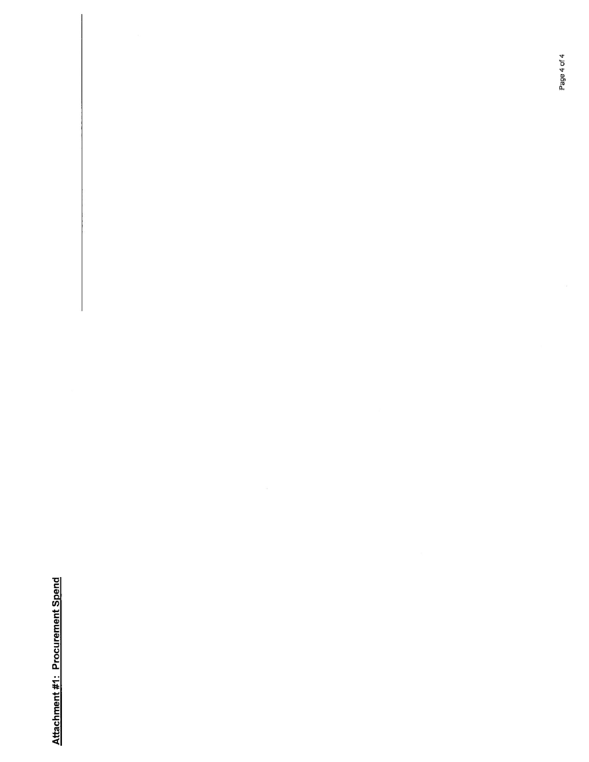## Attachment #1: Procurement Spend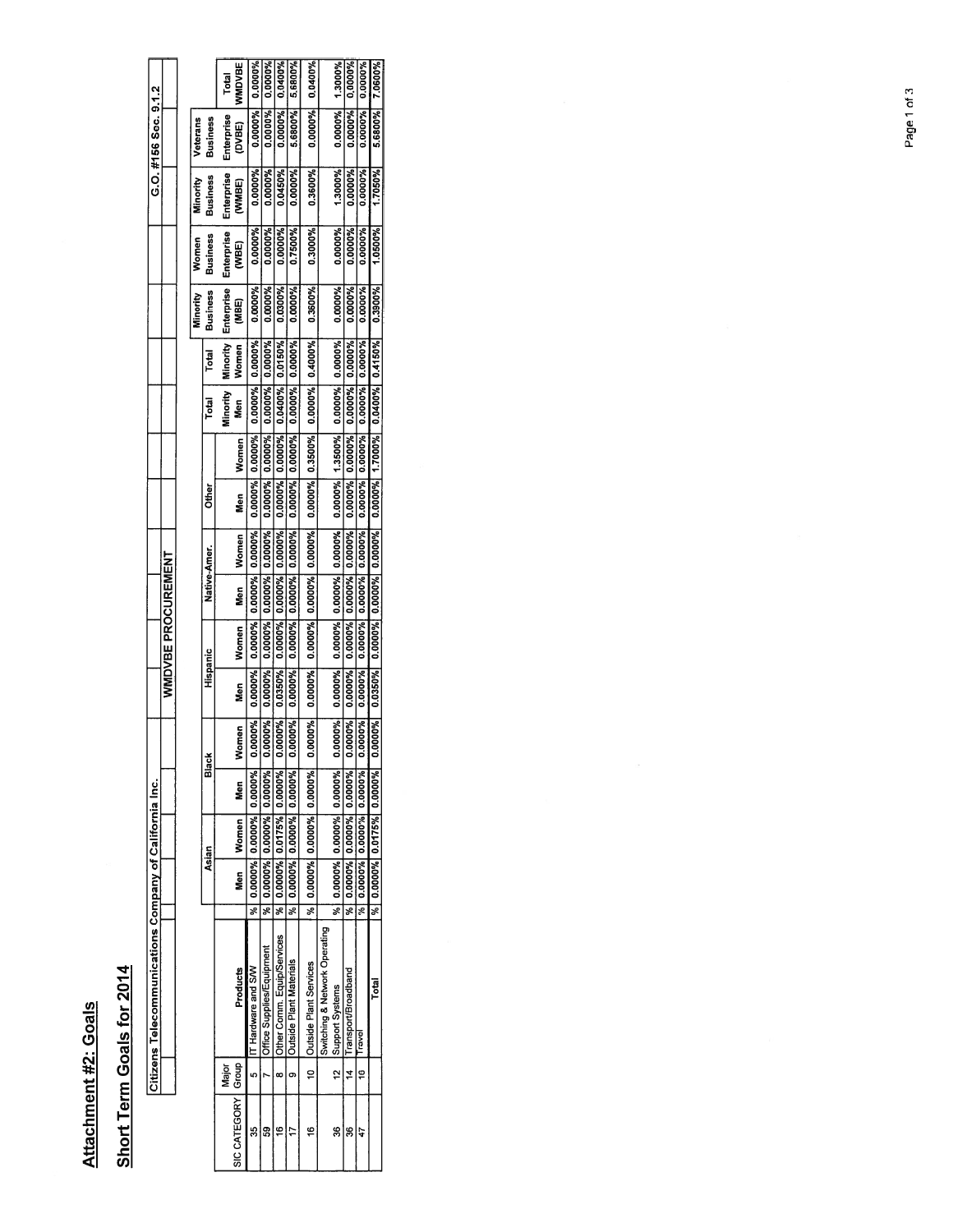# Attachment #2: Goals

## Short Term Goals for 2014

| Citizens Telecommunications Company of California Inc. | | | | | | | | | | | | | | | | | | | | | G.O. #156 Sec. 9.1.2 |
|---|---|---|---|---|---|---|---|---|---|---|---|---|---|---|---|---|---|---|---|---|---|
| | | | | | | | | WMDVBE PROCUREMENT | | | | | | | | | | | | | |
| | | | | Asian | | Black | | Hispanic | | Native-Amer. | | Other | | Total | Total | Minority Business | Women Business | Minority Business | Veterans Business | |
| SIC CATEGORY | Major Group | Products | | Men | Women | Men | Women | Men | Women | Men | Women | Men | Women | Minority Men | Minority Women | Enterprise (MBE) | Enterprise (WBE) | Enterprise (WMBE) | Enterprise (DVBE) | Total WMDVBE |
| 35 | 5 | IT Hardware and S/W | % | 0.0000% | 0.0000% | 0.0000% | 0.0000% | 0.0000% | 0.0000% | 0.0000% | 0.0000% | 0.0000% | 0.0000% | 0.0000% | 0.0000% | 0.0000% | 0.0000% | 0.0000% | 0.0000% | 0.0000% |
| 59 | 7 | Office Supplies/Equipment | % | 0.0000% | 0.0000% | 0.0000% | 0.0000% | 0.0000% | 0.0000% | 0.0000% | 0.0000% | 0.0000% | 0.0000% | 0.0000% | 0.0000% | 0.0000% | 0.0000% | 0.0000% | 0.0000% | 0.0000% |
| 16 | 8 | Other Comm. Equip/Services | % | 0.0000% | 0.0175% | 0.0000% | 0.0000% | 0.0350% | 0.0000% | 0.0000% | 0.0000% | 0.0000% | 0.0000% | 0.0400% | 0.0150% | 0.0300% | 0.0000% | 0.0450% | 0.0000% | 0.0400% |
| 17 | 9 | Outside Plant Materials | % | 0.0000% | 0.0000% | 0.0000% | 0.0000% | 0.0000% | 0.0000% | 0.0000% | 0.0000% | 0.0000% | 0.0000% | 0.0000% | 0.0000% | 0.0000% | 0.7500% | 0.0000% | 5.6800% | 5.6800% |
| 16 | 10 | Outside Plant Services | % | 0.0000% | 0.0000% | 0.0000% | 0.0000% | 0.0000% | 0.0000% | 0.0000% | 0.0000% | 0.0000% | 0.3500% | 0.0000% | 0.4000% | 0.3600% | 0.3000% | 0.3600% | 0.0000% | 0.0400% |
| 36 | 12 | Switching & Network Operating Support Systems | % | 0.0000% | 0.0000% | 0.0000% | 0.0000% | 0.0000% | 0.0000% | 0.0000% | 0.0000% | 0.0000% | 1.3500% | 0.0000% | 0.0000% | 0.0000% | 0.0000% | 1.3000% | 0.0000% | 1.3000% |
| 36 | 14 | Transport/Broadband | % | 0.0000% | 0.0000% | 0.0000% | 0.0000% | 0.0000% | 0.0000% | 0.0000% | 0.0000% | 0.0000% | 0.0000% | 0.0000% | 0.0000% | 0.0000% | 0.0000% | 0.0000% | 0.0000% | 0.0000% |
| 47 | 16 | Travel | % | 0.0000% | 0.0000% | 0.0000% | 0.0000% | 0.0000% | 0.0000% | 0.0000% | 0.0000% | 0.0000% | 0.0000% | 0.0000% | 0.0000% | 0.0000% | 0.0000% | 0.0000% | 0.0000% | 0.0000% |
| | | Total | % | 0.0000% | 0.0175% | 0.0000% | 0.0000% | 0.0350% | 0.0000% | 0.0000% | 0.0000% | 0.0000% | 1.7000% | 0.0400% | 0.4150% | 0.3900% | 1.0500% | 1.7050% | 5.6800% | 7.0600% |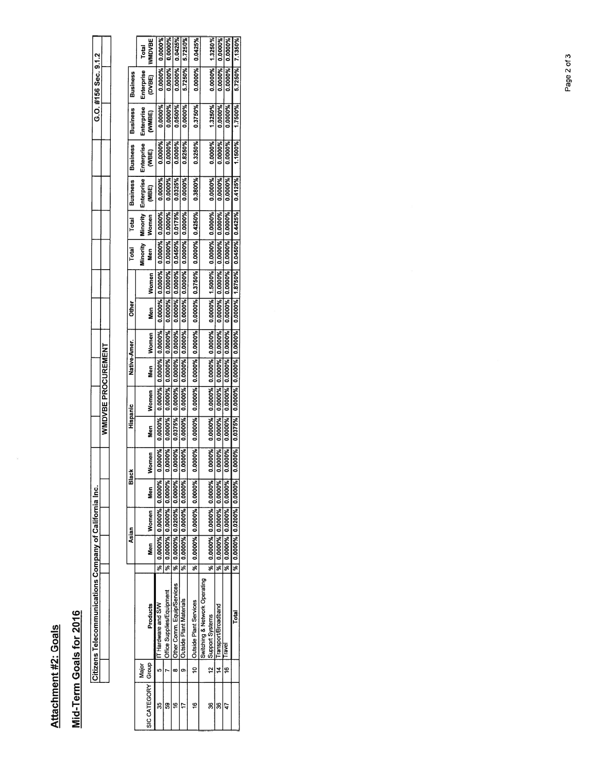# Attachment #2: Goals

## Mid-Term Goals for 2016

| Citizens Telecommunications Company of California Inc. | | | WMDVBE PROCUREMENT | | | G.O. #156 Sec. 9.1.2 |
|---|---|---|---|---|---|---|

| SIC CATEGORY | Major Group | Products | | Asian | | Black | | Hispanic | | Native-Amer. | | Other | | Total Minority Men | Total Minority Women | Business Enterprise (MBE) | Business Enterprise (WBE) | Business Enterprise (WMBE) | Business Enterprise (DVBE) | Total WMDVBE |
|---|---|---|---|---|---|---|---|---|---|---|---|---|---|---|---|---|---|---|---|---|
| | | | | Men | Women | Men | Women | Men | Women | Men | Women | Men | Women | | | | | | | |
| 35 | 5 | IT Hardware and S/W | % | 0.0000% | 0.0000% | 0.0000% | 0.0000% | 0.0000% | 0.0000% | 0.0000% | 0.0000% | 0.0000% | 0.0000% | 0.0000% | 0.0000% | 0.0000% | 0.0000% | 0.0000% | 0.0000% | 0.0000% |
| 59 | 7 | Office Supplies/Equipment | % | 0.0000% | 0.0000% | 0.0000% | 0.0000% | 0.0000% | 0.0000% | 0.0000% | 0.0000% | 0.0000% | 0.0000% | 0.0000% | 0.0000% | 0.0000% | 0.0000% | 0.0000% | 0.0000% | 0.0000% |
| 16 | 8 | Other Comm. Equip/Services | % | 0.0000% | 0.0200% | 0.0000% | 0.0000% | 0.0375% | 0.0000% | 0.0000% | 0.0000% | 0.0000% | 0.0000% | 0.0450% | 0.0175% | 0.0325% | 0.0000% | 0.0500% | 0.0000% | 0.0425% |
| 17 | 9 | Outside Plant Materials | % | 0.0000% | 0.0000% | 0.0000% | 0.0000% | 0.0000% | 0.0000% | 0.0000% | 0.0000% | 0.0000% | 0.0000% | 0.0000% | 0.0000% | 0.0000% | 0.8250% | 0.0000% | 5.7250% | 5.7250% |
| 16 | 10 | Outside Plant Services | % | 0.0000% | 0.0000% | 0.0000% | 0.0000% | 0.0000% | 0.0000% | 0.0000% | 0.0000% | 0.0000% | 0.3750% | 0.0000% | 0.4250% | 0.3800% | 0.3250% | 0.3750% | 0.0000% | 0.0425% |
| 36 | 12 | Switching & Network Operating Support Systems | % | 0.0000% | 0.0000% | 0.0000% | 0.0000% | 0.0000% | 0.0000% | 0.0000% | 0.0000% | 0.0000% | 1.5000% | 0.0000% | 0.0000% | 0.0000% | 0.0000% | 1.3250% | 0.0000% | 1.3250% |
| 36 | 14 | Transport/Broadband | % | 0.0000% | 0.0000% | 0.0000% | 0.0000% | 0.0000% | 0.0000% | 0.0000% | 0.0000% | 0.0000% | 0.0000% | 0.0000% | 0.0000% | 0.0000% | 0.0000% | 0.0000% | 0.0000% | 0.0000% |
| 47 | 16 | Travel | % | 0.0000% | 0.0000% | 0.0000% | 0.0000% | 0.0000% | 0.0000% | 0.0000% | 0.0000% | 0.0000% | 0.0000% | 0.0000% | 0.0000% | 0.0000% | 0.0000% | 0.0000% | 0.0000% | 0.0000% |
| | | Total | % | 0.0000% | 0.0200% | 0.0000% | 0.0000% | 0.0375% | 0.0000% | 0.0000% | 0.0000% | 0.0000% | 1.8750% | 0.0450% | 0.4425% | 0.4125% | 1.1500% | 1.7500% | 5.7250% | 7.1350% |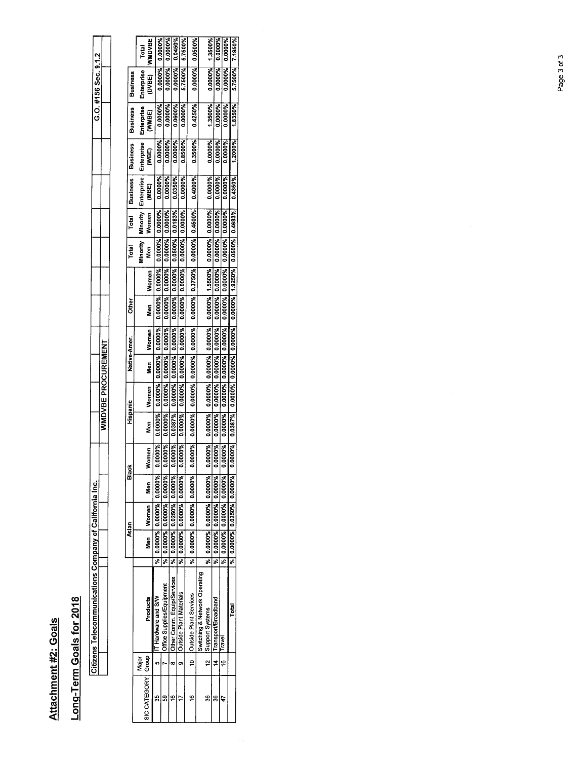# Attachment #2: Goals

## Long-Term Goals for 2018

Citizens Telecommunications Company of California Inc.

G.O. #156 Sec. 9.1.2

WMDVBE PROCUREMENT

| SIC CATEGORY | Major Group | Products | | Asian | | Black | | Hispanic | | Native-Amer. | | Other | | Total | Total | Business | Business | Business | Business | Total |
|---|---|---|---|---|---|---|---|---|---|---|---|---|---|---|---|---|---|---|---|---|
| | | | | Men | Women | Men | Women | Men | Women | Men | Women | Men | Women | Minority Men | Minority Women | Enterprise (MBE) | Enterprise (WBE) | Enterprise (WMBE) | Enterprise (DVBE) | WMDVBE |
| 35 | 5 | IT Hardware and S/W | % | 0.0000% | 0.0000% | 0.0000% | 0.0000% | 0.0000% | 0.0000% | 0.0000% | 0.0000% | 0.0000% | 0.0000% | 0.0000% | 0.0000% | 0.0000% | 0.0000% | 0.0000% | 0.0000% | 0.0000% |
| 59 | 7 | Office Supplies/Equipment | % | 0.0000% | 0.0000% | 0.0000% | 0.0000% | 0.0000% | 0.0000% | 0.0000% | 0.0000% | 0.0000% | 0.0000% | 0.0000% | 0.0000% | 0.0000% | 0.0000% | 0.0000% | 0.0000% | 0.0000% |
| 16 | 8 | Other Comm. Equip/Services | % | 0.0000% | 0.0250% | 0.0000% | 0.0000% | 0.0387% | 0.0000% | 0.0000% | 0.0000% | 0.0000% | 0.0000% | 0.0500% | 0.0183% | 0.0350% | 0.0000% | 0.0600% | 0.0000% | 0.0450% |
| 17 | 9 | Outside Plant Materials | % | 0.0000% | 0.0000% | 0.0000% | 0.0000% | 0.0000% | 0.0000% | 0.0000% | 0.0000% | 0.0000% | 0.0000% | 0.0000% | 0.0000% | 0.0000% | 0.8500% | 0.0000% | 5.7500% | 5.7500% |
| 16 | 10 | Outside Plant Services | % | 0.0000% | 0.0000% | 0.0000% | 0.0000% | 0.0000% | 0.0000% | 0.0000% | 0.0000% | 0.0000% | 0.3750% | 0.0000% | 0.4500% | 0.4000% | 0.3500% | 0.4250% | 0.0000% | 0.0500% |
| 36 | 12 | Switching & Network Operating Support Systems | % | 0.0000% | 0.0000% | 0.0000% | 0.0000% | 0.0000% | 0.0000% | 0.0000% | 0.0000% | 0.0000% | 1.5500% | 0.0000% | 0.0000% | 0.0000% | 0.0000% | 1.3500% | 0.0000% | 1.3500% |
| 36 | 14 | Transport/Broadband | % | 0.0000% | 0.0000% | 0.0000% | 0.0000% | 0.0000% | 0.0000% | 0.0000% | 0.0000% | 0.0000% | 0.0000% | 0.0000% | 0.0000% | 0.0000% | 0.0000% | 0.0000% | 0.0000% | 0.0000% |
| 47 | 16 | Travel | % | 0.0000% | 0.0000% | 0.0000% | 0.0000% | 0.0000% | 0.0000% | 0.0000% | 0.0000% | 0.0000% | 0.0000% | 0.0000% | 0.0000% | 0.0000% | 0.0000% | 0.0000% | 0.0000% | 0.0000% |
| | | Total | % | 0.0000% | 0.0250% | 0.0000% | 0.0000% | 0.0387% | 0.0000% | 0.0000% | 0.0000% | 0.0000% | 1.9250% | 0.0500% | 0.4683% | 0.4350% | 1.2000% | 1.8350% | 5.7500% | 7.1950% |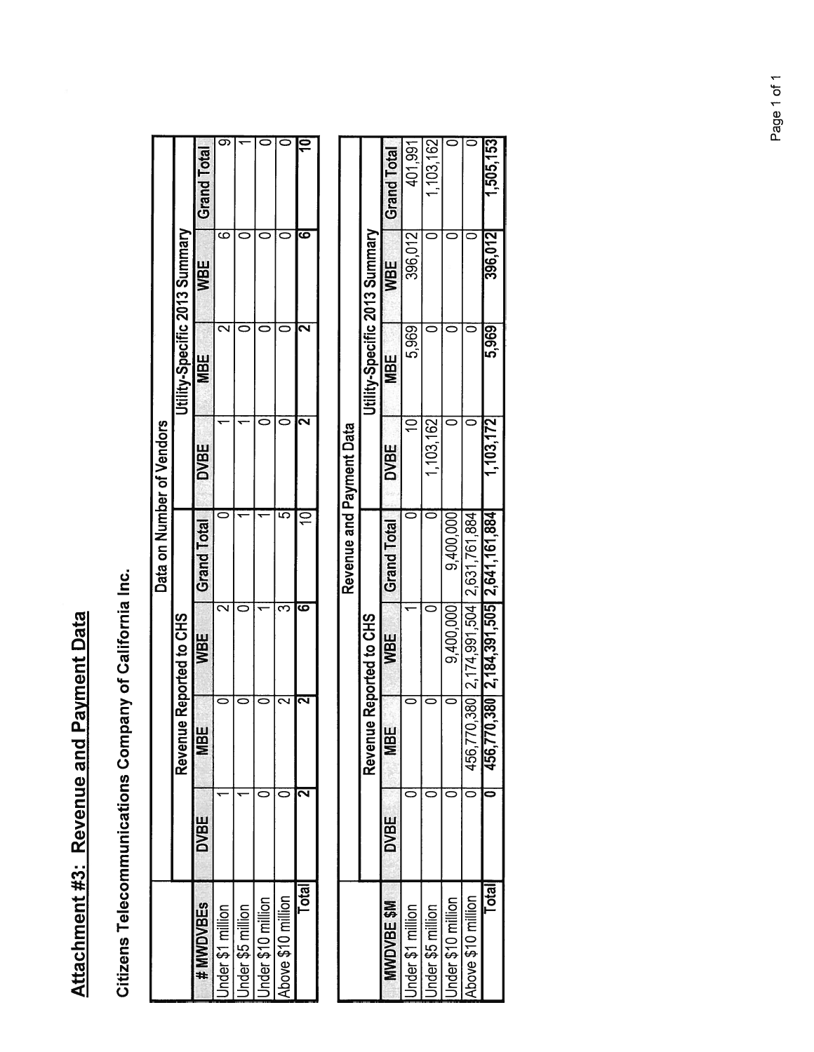# Attachment #3: Revenue and Payment Data

## Citizens Telecommunications Company of California Inc.

**Data on Number of Vendors**

| # MWDVBEs | Revenue Reported to CHS | | | | Utility-Specific 2013 Summary | | | |
|---|---|---|---|---|---|---|---|---|
| | DVBE | MBE | WBE | Grand Total | DVBE | MBE | WBE | Grand Total |
| Under $1 million | 1 | 0 | 2 | 0 | 1 | 2 | 6 | 9 |
| Under $5 million | 1 | 0 | 0 | 1 | 1 | 0 | 0 | 1 |
| Under $10 million | 0 | 0 | 1 | 1 | 0 | 0 | 0 | 0 |
| Above $10 million | 0 | 2 | 3 | 5 | 0 | 0 | 0 | 0 |
| **Total** | **2** | **2** | **6** | 10 | **2** | **2** | **6** | **10** |

**Revenue and Payment Data**

| MWDVBE $M | Revenue Reported to CHS | | | | Utility-Specific 2013 Summary | | | |
|---|---|---|---|---|---|---|---|---|
| | DVBE | MBE | WBE | Grand Total | DVBE | MBE | WBE | Grand Total |
| Under $1 million | 0 | 0 | 1 | 0 | 10 | 5,969 | 396,012 | 401,991 |
| Under $5 million | 0 | 0 | 0 | 0 | 1,103,162 | 0 | 0 | 1,103,162 |
| Under $10 million | 0 | 0 | 9,400,000 | 9,400,000 | 0 | 0 | 0 | 0 |
| Above $10 million | 0 | 456,770,380 | 2,174,991,504 | 2,631,761,884 | 0 | 0 | 0 | 0 |
| **Total** | **0** | **456,770,380** | **2,184,391,505** | **2,641,161,884** | **1,103,172** | **5,969** | **396,012** | **1,505,153** |